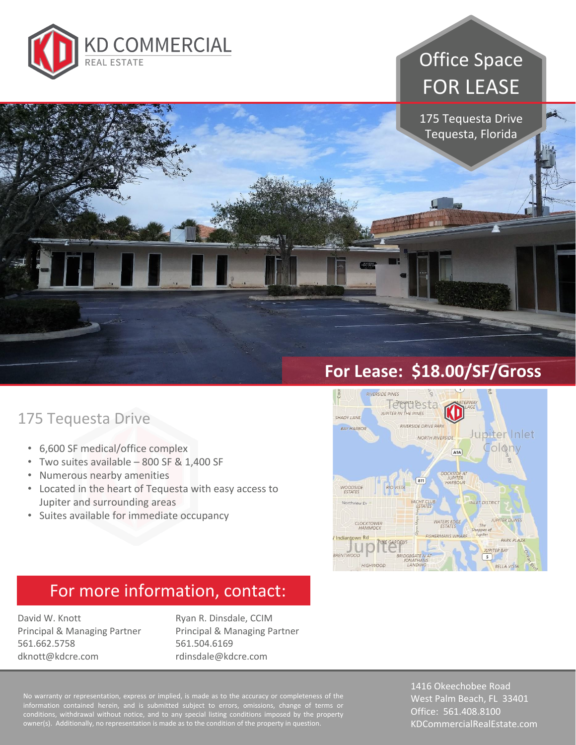KD COMMERCIAL
REAL ESTATE

# Office Space FOR LEASE

175 Tequesta Drive
Tequesta, Florida

## For Lease: $18.00/SF/Gross

## 175 Tequesta Drive

- 6,600 SF medical/office complex
- Two suites available – 800 SF & 1,400 SF
- Numerous nearby amenities
- Located in the heart of Tequesta with easy access to Jupiter and surrounding areas
- Suites available for immediate occupancy

## For more information, contact:

David W. Knott
Principal & Managing Partner
561.662.5758
dknott@kdcre.com

Ryan R. Dinsdale, CCIM
Principal & Managing Partner
561.504.6169
rdinsdale@kdcre.com

No warranty or representation, express or implied, is made as to the accuracy or completeness of the information contained herein, and is submitted subject to errors, omissions, change of terms or conditions, withdrawal without notice, and to any special listing conditions imposed by the property owner(s). Additionally, no representation is made as to the condition of the property in question.

1416 Okeechobee Road
West Palm Beach, FL 33401
Office: 561.408.8100
KDCommercialRealEstate.com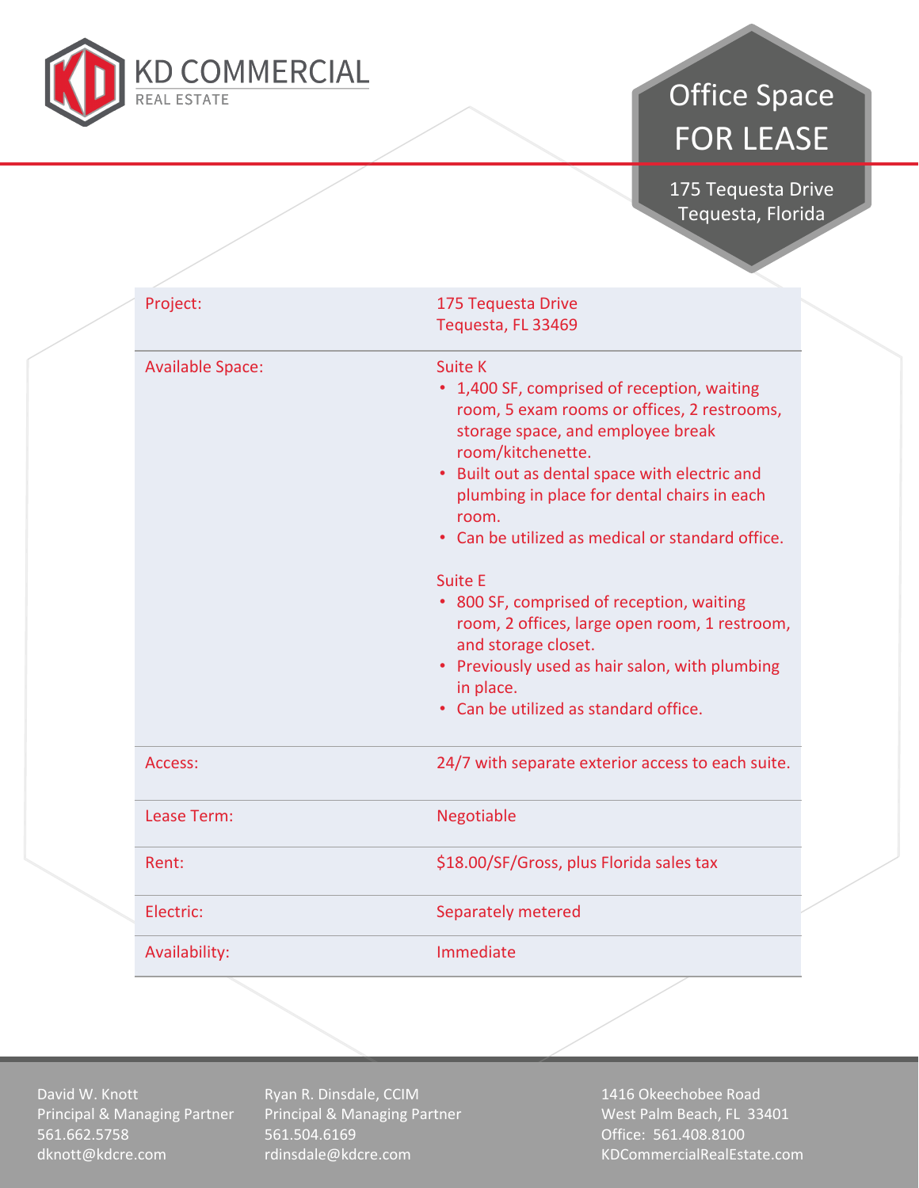KD COMMERCIAL
REAL ESTATE

# Office Space FOR LEASE

175 Tequesta Drive
Tequesta, Florida

| | |
|---|---|
| Project: | 175 Tequesta Drive<br>Tequesta, FL 33469 |
| Available Space: | Suite K<br>• 1,400 SF, comprised of reception, waiting room, 5 exam rooms or offices, 2 restrooms, storage space, and employee break room/kitchenette.<br>• Built out as dental space with electric and plumbing in place for dental chairs in each room.<br>• Can be utilized as medical or standard office.<br><br>Suite E<br>• 800 SF, comprised of reception, waiting room, 2 offices, large open room, 1 restroom, and storage closet.<br>• Previously used as hair salon, with plumbing in place.<br>• Can be utilized as standard office. |
| Access: | 24/7 with separate exterior access to each suite. |
| Lease Term: | Negotiable |
| Rent: | $18.00/SF/Gross, plus Florida sales tax |
| Electric: | Separately metered |
| Availability: | Immediate |

David W. Knott
Principal & Managing Partner
561.662.5758
dknott@kdcre.com

Ryan R. Dinsdale, CCIM
Principal & Managing Partner
561.504.6169
rdinsdale@kdcre.com

1416 Okeechobee Road
West Palm Beach, FL 33401
Office: 561.408.8100
KDCommercialRealEstate.com